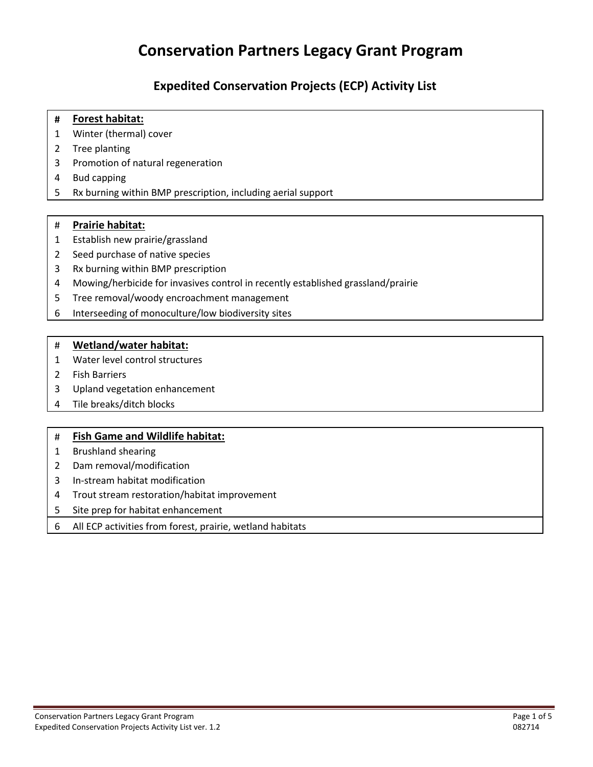# Conservation Partners Legacy Grant Program

## Expedited Conservation Projects (ECP) Activity List

| # | **Forest habitat:** |
|---|---|
| 1 | Winter (thermal) cover |
| 2 | Tree planting |
| 3 | Promotion of natural regeneration |
| 4 | Bud capping |
| 5 | Rx burning within BMP prescription, including aerial support |

| # | **Prairie habitat:** |
|---|---|
| 1 | Establish new prairie/grassland |
| 2 | Seed purchase of native species |
| 3 | Rx burning within BMP prescription |
| 4 | Mowing/herbicide for invasives control in recently established grassland/prairie |
| 5 | Tree removal/woody encroachment management |
| 6 | Interseeding of monoculture/low biodiversity sites |

| # | **Wetland/water habitat:** |
|---|---|
| 1 | Water level control structures |
| 2 | Fish Barriers |
| 3 | Upland vegetation enhancement |
| 4 | Tile breaks/ditch blocks |

| # | **Fish Game and Wildlife habitat:** |
|---|---|
| 1 | Brushland shearing |
| 2 | Dam removal/modification |
| 3 | In-stream habitat modification |
| 4 | Trout stream restoration/habitat improvement |
| 5 | Site prep for habitat enhancement |
| 6 | All ECP activities from forest, prairie, wetland habitats |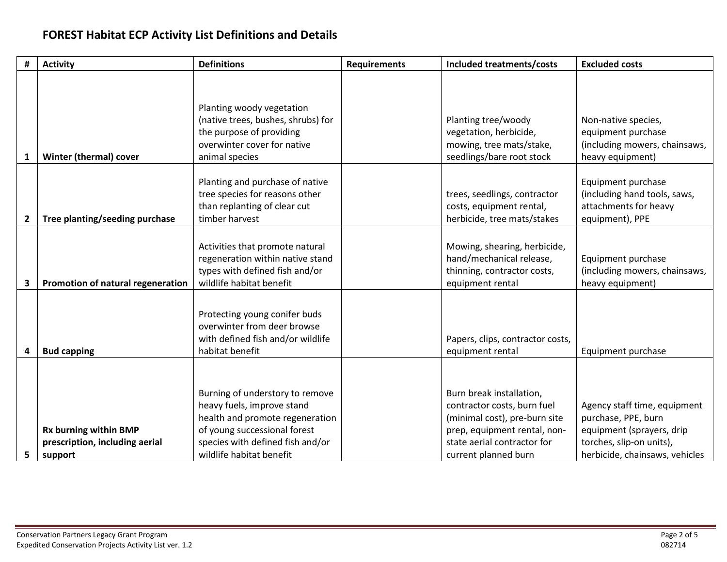# FOREST Habitat ECP Activity List Definitions and Details

| # | Activity | Definitions | Requirements | Included treatments/costs | Excluded costs |
|---|---|---|---|---|---|
| 1 | **Winter (thermal) cover** | Planting woody vegetation (native trees, bushes, shrubs) for the purpose of providing overwinter cover for native animal species | | Planting tree/woody vegetation, herbicide, mowing, tree mats/stake, seedlings/bare root stock | Non-native species, equipment purchase (including mowers, chainsaws, heavy equipment) |
| 2 | **Tree planting/seeding purchase** | Planting and purchase of native tree species for reasons other than replanting of clear cut timber harvest | | trees, seedlings, contractor costs, equipment rental, herbicide, tree mats/stakes | Equipment purchase (including hand tools, saws, attachments for heavy equipment), PPE |
| 3 | **Promotion of natural regeneration** | Activities that promote natural regeneration within native stand types with defined fish and/or wildlife habitat benefit | | Mowing, shearing, herbicide, hand/mechanical release, thinning, contractor costs, equipment rental | Equipment purchase (including mowers, chainsaws, heavy equipment) |
| 4 | **Bud capping** | Protecting young conifer buds overwinter from deer browse with defined fish and/or wildlife habitat benefit | | Papers, clips, contractor costs, equipment rental | Equipment purchase |
| 5 | **Rx burning within BMP prescription, including aerial support** | Burning of understory to remove heavy fuels, improve stand health and promote regeneration of young successional forest species with defined fish and/or wildlife habitat benefit | | Burn break installation, contractor costs, burn fuel (minimal cost), pre-burn site prep, equipment rental, non-state aerial contractor for current planned burn | Agency staff time, equipment purchase, PPE, burn equipment (sprayers, drip torches, slip-on units), herbicide, chainsaws, vehicles |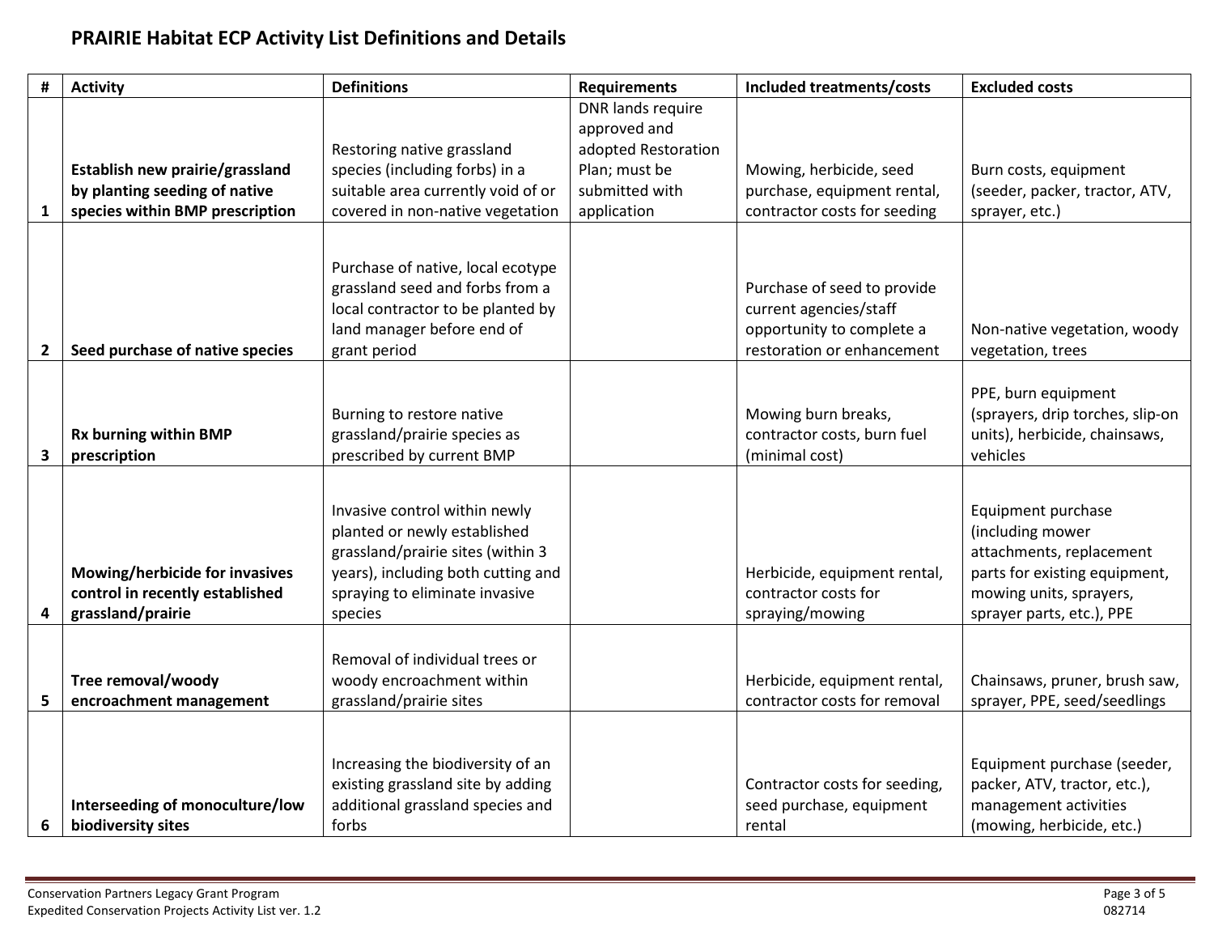## PRAIRIE Habitat ECP Activity List Definitions and Details

| # | Activity | Definitions | Requirements | Included treatments/costs | Excluded costs |
|---|---|---|---|---|---|
| 1 | **Establish new prairie/grassland by planting seeding of native species within BMP prescription** | Restoring native grassland species (including forbs) in a suitable area currently void of or covered in non-native vegetation | DNR lands require approved and adopted Restoration Plan; must be submitted with application | Mowing, herbicide, seed purchase, equipment rental, contractor costs for seeding | Burn costs, equipment (seeder, packer, tractor, ATV, sprayer, etc.) |
| 2 | **Seed purchase of native species** | Purchase of native, local ecotype grassland seed and forbs from a local contractor to be planted by land manager before end of grant period | | Purchase of seed to provide current agencies/staff opportunity to complete a restoration or enhancement | Non-native vegetation, woody vegetation, trees |
| 3 | **Rx burning within BMP prescription** | Burning to restore native grassland/prairie species as prescribed by current BMP | | Mowing burn breaks, contractor costs, burn fuel (minimal cost) | PPE, burn equipment (sprayers, drip torches, slip-on units), herbicide, chainsaws, vehicles |
| 4 | **Mowing/herbicide for invasives control in recently established grassland/prairie** | Invasive control within newly planted or newly established grassland/prairie sites (within 3 years), including both cutting and spraying to eliminate invasive species | | Herbicide, equipment rental, contractor costs for spraying/mowing | Equipment purchase (including mower attachments, replacement parts for existing equipment, mowing units, sprayers, sprayer parts, etc.), PPE |
| 5 | **Tree removal/woody encroachment management** | Removal of individual trees or woody encroachment within grassland/prairie sites | | Herbicide, equipment rental, contractor costs for removal | Chainsaws, pruner, brush saw, sprayer, PPE, seed/seedlings |
| 6 | **Interseeding of monoculture/low biodiversity sites** | Increasing the biodiversity of an existing grassland site by adding additional grassland species and forbs | | Contractor costs for seeding, seed purchase, equipment rental | Equipment purchase (seeder, packer, ATV, tractor, etc.), management activities (mowing, herbicide, etc.) |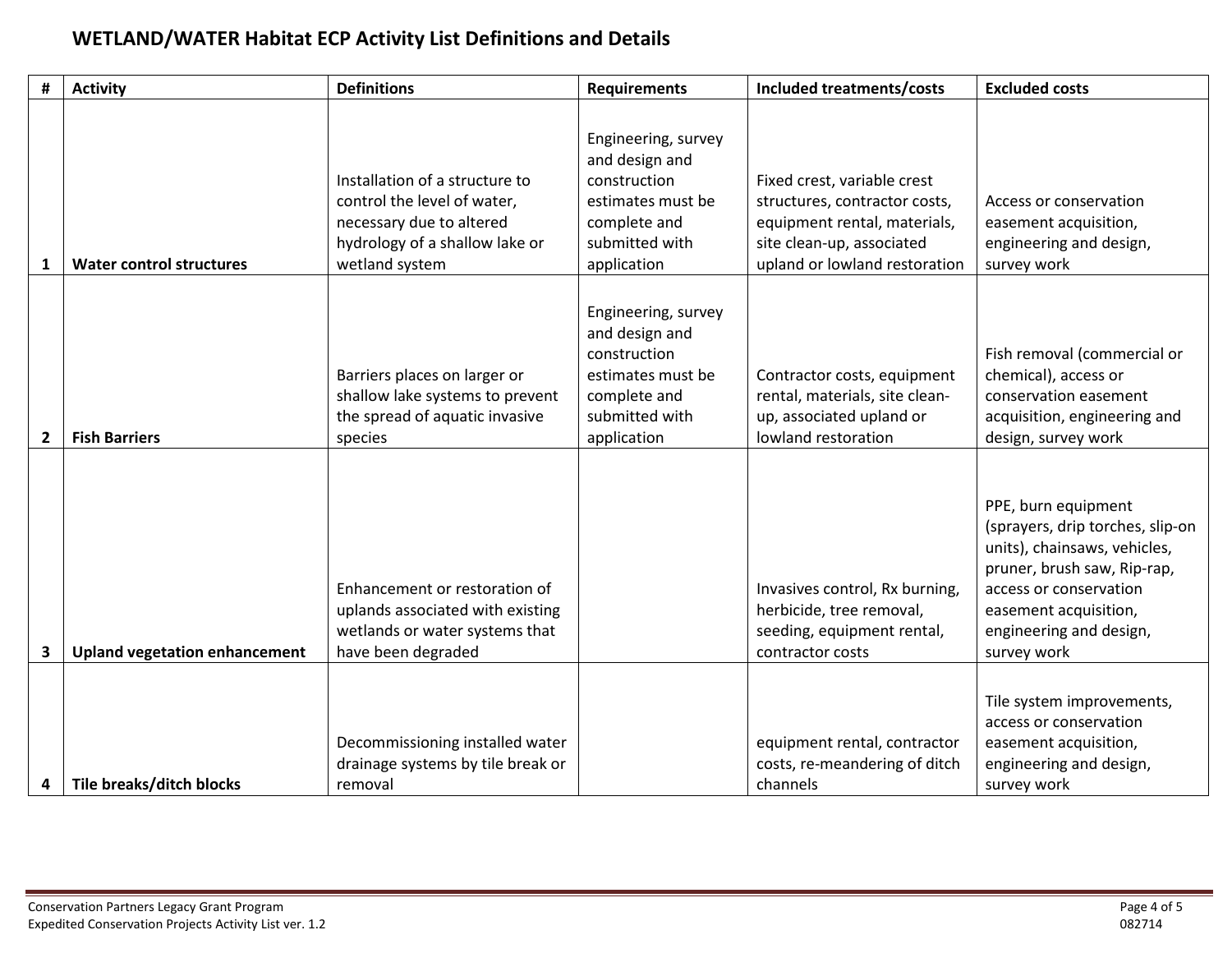## WETLAND/WATER Habitat ECP Activity List Definitions and Details

| # | Activity | Definitions | Requirements | Included treatments/costs | Excluded costs |
|---|---|---|---|---|---|
| 1 | **Water control structures** | Installation of a structure to control the level of water, necessary due to altered hydrology of a shallow lake or wetland system | Engineering, survey and design and construction estimates must be complete and submitted with application | Fixed crest, variable crest structures, contractor costs, equipment rental, materials, site clean-up, associated upland or lowland restoration | Access or conservation easement acquisition, engineering and design, survey work |
| 2 | **Fish Barriers** | Barriers places on larger or shallow lake systems to prevent the spread of aquatic invasive species | Engineering, survey and design and construction estimates must be complete and submitted with application | Contractor costs, equipment rental, materials, site clean-up, associated upland or lowland restoration | Fish removal (commercial or chemical), access or conservation easement acquisition, engineering and design, survey work |
| 3 | **Upland vegetation enhancement** | Enhancement or restoration of uplands associated with existing wetlands or water systems that have been degraded | | Invasives control, Rx burning, herbicide, tree removal, seeding, equipment rental, contractor costs | PPE, burn equipment (sprayers, drip torches, slip-on units), chainsaws, vehicles, pruner, brush saw, Rip-rap, access or conservation easement acquisition, engineering and design, survey work |
| 4 | **Tile breaks/ditch blocks** | Decommissioning installed water drainage systems by tile break or removal | | equipment rental, contractor costs, re-meandering of ditch channels | Tile system improvements, access or conservation easement acquisition, engineering and design, survey work |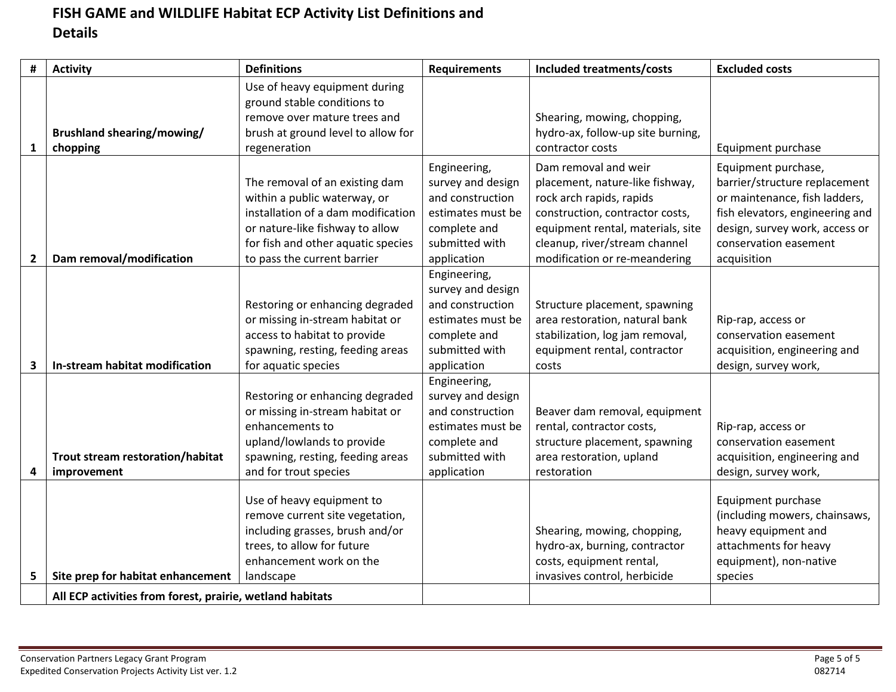# FISH GAME and WILDLIFE Habitat ECP Activity List Definitions and Details

| # | Activity | Definitions | Requirements | Included treatments/costs | Excluded costs |
|---|---|---|---|---|---|
| 1 | **Brushland shearing/mowing/ chopping** | Use of heavy equipment during ground stable conditions to remove over mature trees and brush at ground level to allow for regeneration | | Shearing, mowing, chopping, hydro-ax, follow-up site burning, contractor costs | Equipment purchase |
| 2 | **Dam removal/modification** | The removal of an existing dam within a public waterway, or installation of a dam modification or nature-like fishway to allow for fish and other aquatic species to pass the current barrier | Engineering, survey and design and construction estimates must be complete and submitted with application | Dam removal and weir placement, nature-like fishway, rock arch rapids, rapids construction, contractor costs, equipment rental, materials, site cleanup, river/stream channel modification or re-meandering | Equipment purchase, barrier/structure replacement or maintenance, fish ladders, fish elevators, engineering and design, survey work, access or conservation easement acquisition |
| 3 | **In-stream habitat modification** | Restoring or enhancing degraded or missing in-stream habitat or access to habitat to provide spawning, resting, feeding areas for aquatic species | Engineering, survey and design and construction estimates must be complete and submitted with application | Structure placement, spawning area restoration, natural bank stabilization, log jam removal, equipment rental, contractor costs | Rip-rap, access or conservation easement acquisition, engineering and design, survey work, |
| 4 | **Trout stream restoration/habitat improvement** | Restoring or enhancing degraded or missing in-stream habitat or enhancements to upland/lowlands to provide spawning, resting, feeding areas and for trout species | Engineering, survey and design and construction estimates must be complete and submitted with application | Beaver dam removal, equipment rental, contractor costs, structure placement, spawning area restoration, upland restoration | Rip-rap, access or conservation easement acquisition, engineering and design, survey work, |
| 5 | **Site prep for habitat enhancement** | Use of heavy equipment to remove current site vegetation, including grasses, brush and/or trees, to allow for future enhancement work on the landscape | | Shearing, mowing, chopping, hydro-ax, burning, contractor costs, equipment rental, invasives control, herbicide | Equipment purchase (including mowers, chainsaws, heavy equipment and attachments for heavy equipment), non-native species |
| | **All ECP activities from forest, prairie, wetland habitats** | | | | |